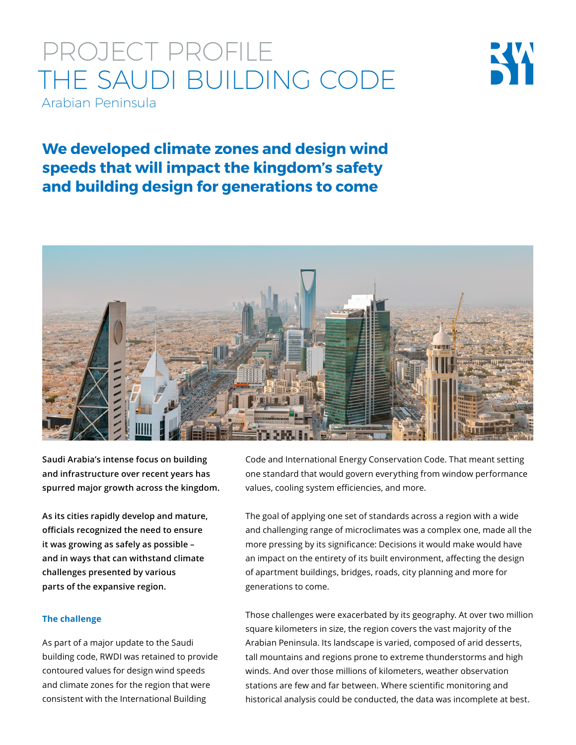# PROJECT PROFILE
# THE SAUDI BUILDING CODE

Arabian Peninsula

## We developed climate zones and design wind speeds that will impact the kingdom's safety and building design for generations to come

**Saudi Arabia's intense focus on building and infrastructure over recent years has spurred major growth across the kingdom.**

**As its cities rapidly develop and mature, officials recognized the need to ensure it was growing as safely as possible – and in ways that can withstand climate challenges presented by various parts of the expansive region.**

### The challenge

As part of a major update to the Saudi building code, RWDI was retained to provide contoured values for design wind speeds and climate zones for the region that were consistent with the International Building Code and International Energy Conservation Code. That meant setting one standard that would govern everything from window performance values, cooling system efficiencies, and more.

The goal of applying one set of standards across a region with a wide and challenging range of microclimates was a complex one, made all the more pressing by its significance: Decisions it would make would have an impact on the entirety of its built environment, affecting the design of apartment buildings, bridges, roads, city planning and more for generations to come.

Those challenges were exacerbated by its geography. At over two million square kilometers in size, the region covers the vast majority of the Arabian Peninsula. Its landscape is varied, composed of arid desserts, tall mountains and regions prone to extreme thunderstorms and high winds. And over those millions of kilometers, weather observation stations are few and far between. Where scientific monitoring and historical analysis could be conducted, the data was incomplete at best.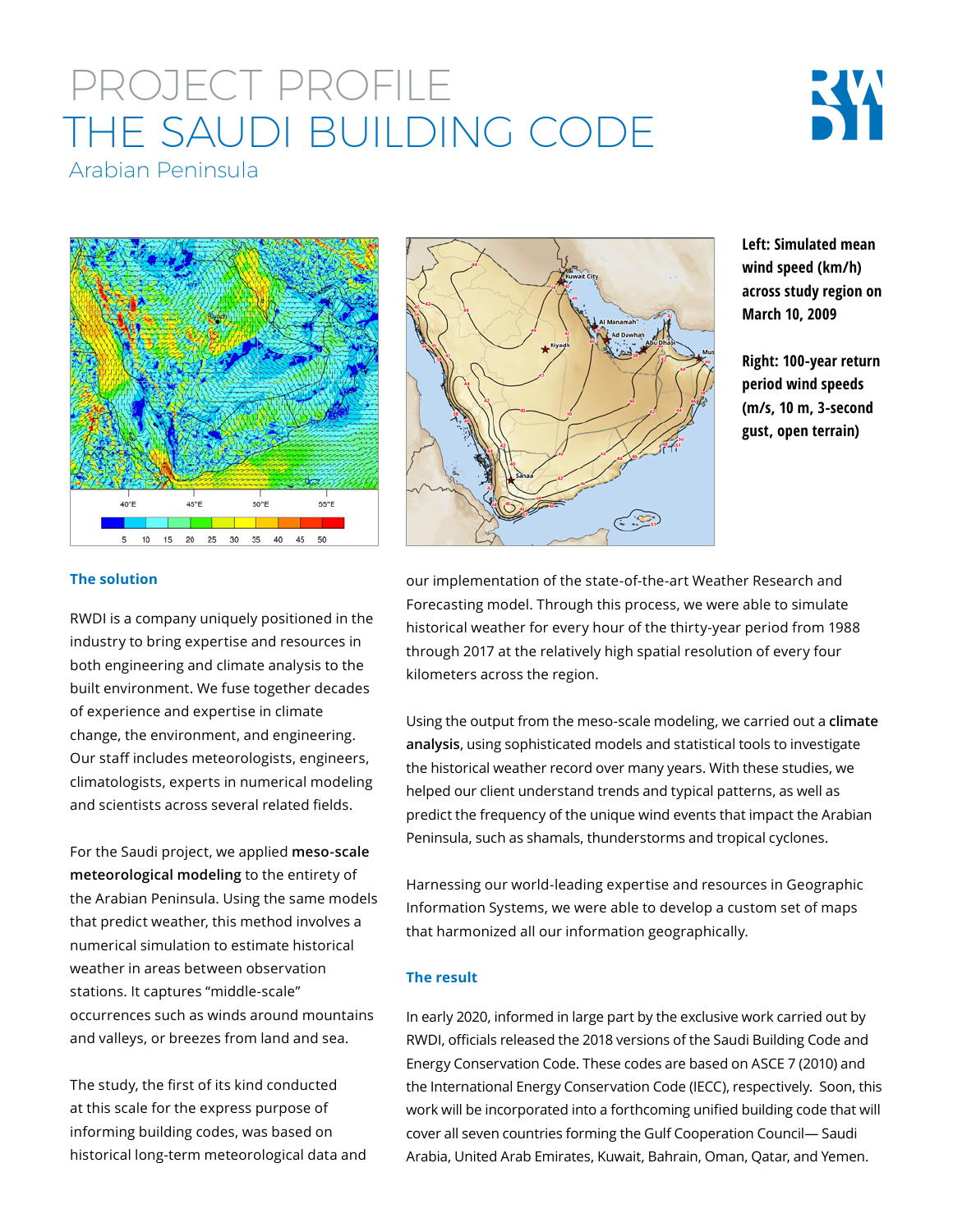# PROJECT PROFILE
# THE SAUDI BUILDING CODE

Arabian Peninsula

40°E 45°E 50°E 55°E

5 10 15 20 25 30 35 40 45 50

**Left: Simulated mean wind speed (km/h) across study region on March 10, 2009**

**Right: 100-year return period wind speeds (m/s, 10 m, 3-second gust, open terrain)**

## The solution

RWDI is a company uniquely positioned in the industry to bring expertise and resources in both engineering and climate analysis to the built environment. We fuse together decades of experience and expertise in climate change, the environment, and engineering. Our staff includes meteorologists, engineers, climatologists, experts in numerical modeling and scientists across several related fields.

For the Saudi project, we applied **meso-scale meteorological modeling** to the entirety of the Arabian Peninsula. Using the same models that predict weather, this method involves a numerical simulation to estimate historical weather in areas between observation stations. It captures "middle-scale" occurrences such as winds around mountains and valleys, or breezes from land and sea.

The study, the first of its kind conducted at this scale for the express purpose of informing building codes, was based on historical long-term meteorological data and our implementation of the state-of-the-art Weather Research and Forecasting model. Through this process, we were able to simulate historical weather for every hour of the thirty-year period from 1988 through 2017 at the relatively high spatial resolution of every four kilometers across the region.

Using the output from the meso-scale modeling, we carried out a **climate analysis**, using sophisticated models and statistical tools to investigate the historical weather record over many years. With these studies, we helped our client understand trends and typical patterns, as well as predict the frequency of the unique wind events that impact the Arabian Peninsula, such as shamals, thunderstorms and tropical cyclones.

Harnessing our world-leading expertise and resources in Geographic Information Systems, we were able to develop a custom set of maps that harmonized all our information geographically.

## The result

In early 2020, informed in large part by the exclusive work carried out by RWDI, officials released the 2018 versions of the Saudi Building Code and Energy Conservation Code. These codes are based on ASCE 7 (2010) and the International Energy Conservation Code (IECC), respectively. Soon, this work will be incorporated into a forthcoming unified building code that will cover all seven countries forming the Gulf Cooperation Council— Saudi Arabia, United Arab Emirates, Kuwait, Bahrain, Oman, Qatar, and Yemen.